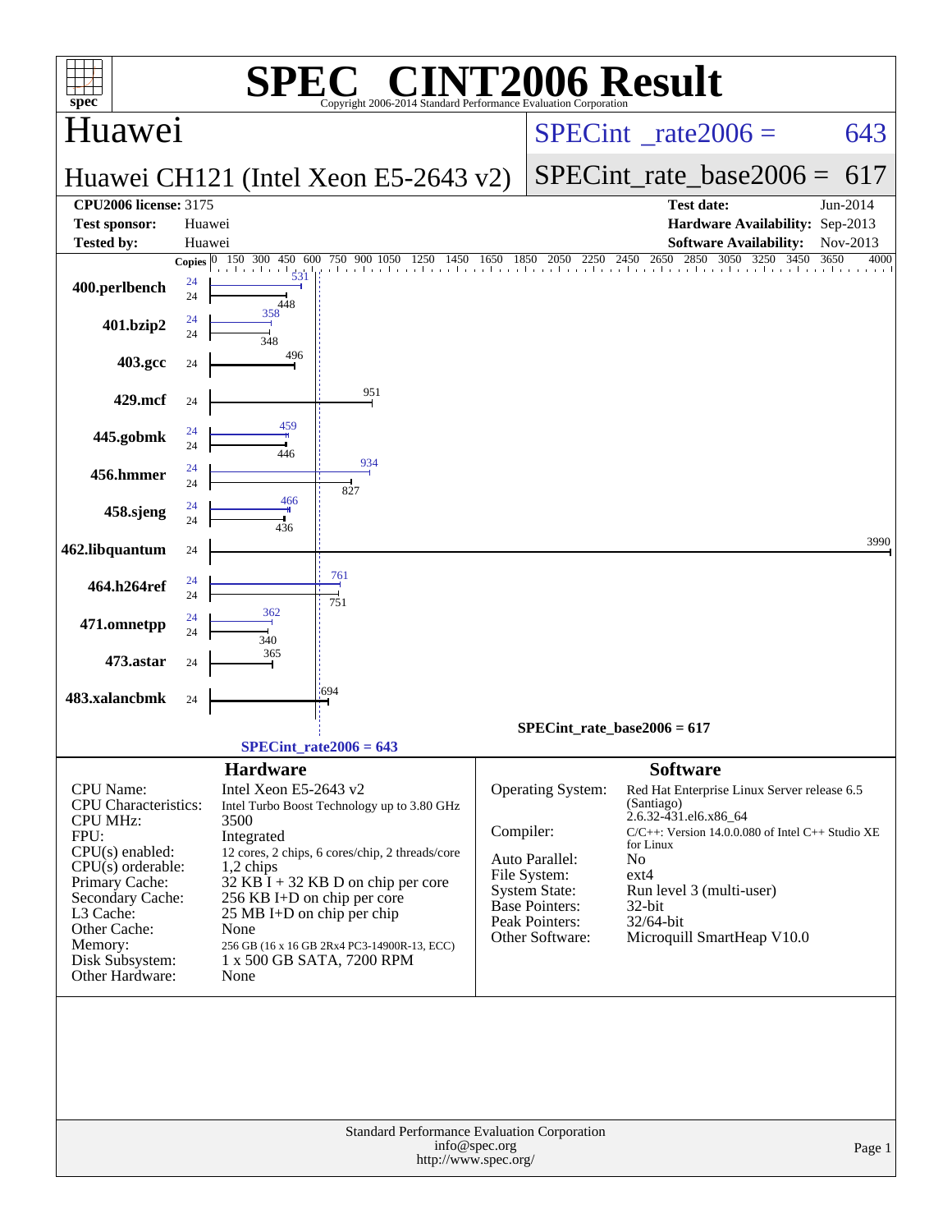# SPEC CINT2006 Result

Copyright 2006-2014 Standard Performance Evaluation Corporation

## Huawei

**Huawei CH121 (Intel Xeon E5-2643 v2)**

SPECint_rate2006 = 643

SPECint_rate_base2006 = 617

| | | | |
|---|---|---|---|
| **CPU2006 license:** 3175 | | **Test date:** | Jun-2014 |
| **Test sponsor:** | Huawei | **Hardware Availability:** | Sep-2013 |
| **Tested by:** | Huawei | **Software Availability:** | Nov-2013 |

| Benchmark | Copies (peak) | Peak | Copies (base) | Base |
|---|---|---|---|---|
| 400.perlbench | 24 | 531 | 24 | 448 |
| 401.bzip2 | 24 | 358 | 24 | 348 |
| 403.gcc | | | 24 | 496 |
| 429.mcf | | | 24 | 951 |
| 445.gobmk | 24 | 459 | 24 | 446 |
| 456.hmmer | 24 | 934 | 24 | 827 |
| 458.sjeng | 24 | 466 | 24 | 436 |
| 462.libquantum | | | 24 | 3990 |
| 464.h264ref | 24 | 761 | 24 | 751 |
| 471.omnetpp | 24 | 362 | 24 | 340 |
| 473.astar | | | 24 | 365 |
| 483.xalancbmk | | | 24 | 694 |

SPECint_rate_base2006 = 617

SPECint_rate2006 = 643

### Hardware

| | |
|---|---|
| CPU Name: | Intel Xeon E5-2643 v2 |
| CPU Characteristics: | Intel Turbo Boost Technology up to 3.80 GHz |
| CPU MHz: | 3500 |
| FPU: | Integrated |
| CPU(s) enabled: | 12 cores, 2 chips, 6 cores/chip, 2 threads/core |
| CPU(s) orderable: | 1,2 chips |
| Primary Cache: | 32 KB I + 32 KB D on chip per core |
| Secondary Cache: | 256 KB I+D on chip per core |
| L3 Cache: | 25 MB I+D on chip per chip |
| Other Cache: | None |
| Memory: | 256 GB (16 x 16 GB 2Rx4 PC3-14900R-13, ECC) |
| Disk Subsystem: | 1 x 500 GB SATA, 7200 RPM |
| Other Hardware: | None |

### Software

| | |
|---|---|
| Operating System: | Red Hat Enterprise Linux Server release 6.5 (Santiago) 2.6.32-431.el6.x86_64 |
| Compiler: | C/C++: Version 14.0.0.080 of Intel C++ Studio XE for Linux |
| Auto Parallel: | No |
| File System: | ext4 |
| System State: | Run level 3 (multi-user) |
| Base Pointers: | 32-bit |
| Peak Pointers: | 32/64-bit |
| Other Software: | Microquill SmartHeap V10.0 |

Standard Performance Evaluation Corporation
info@spec.org
http://www.spec.org/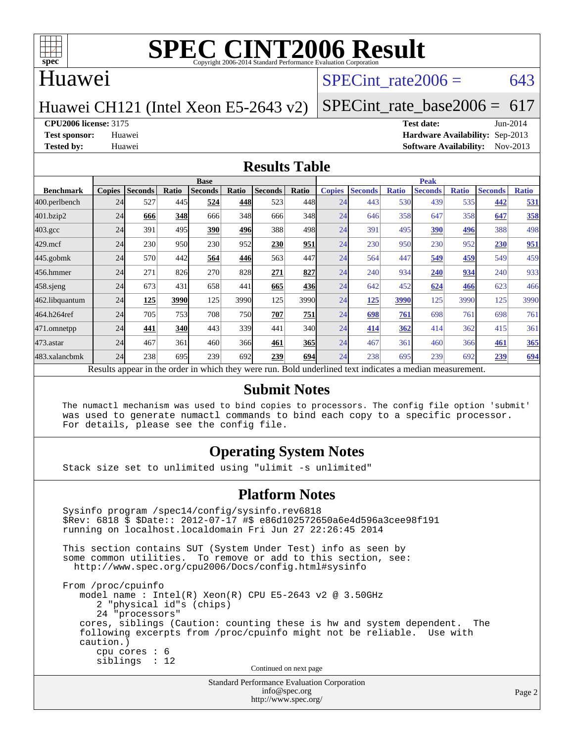# SPEC CINT2006 Result

Copyright 2006-2014 Standard Performance Evaluation Corporation

## Huawei

Huawei CH121 (Intel Xeon E5-2643 v2)

SPECint_rate2006 = 643

SPECint_rate_base2006 = 617

**CPU2006 license:** 3175
**Test sponsor:** Huawei
**Tested by:** Huawei

**Test date:** Jun-2014
**Hardware Availability:** Sep-2013
**Software Availability:** Nov-2013

## Results Table

| Benchmark | Base | | | | | | | Peak | | | | | | |
|---|---|---|---|---|---|---|---|---|---|---|---|---|---|---|
| | Copies | Seconds | Ratio | Seconds | Ratio | Seconds | Ratio | Copies | Seconds | Ratio | Seconds | Ratio | Seconds | Ratio |
| 400.perlbench | 24 | 527 | 445 | **524** | **448** | 523 | 448 | 24 | 443 | 530 | 439 | 535 | **442** | **531** |
| 401.bzip2 | 24 | **666** | **348** | 666 | 348 | 666 | 348 | 24 | 646 | 358 | 647 | 358 | **647** | **358** |
| 403.gcc | 24 | 391 | 495 | **390** | **496** | 388 | 498 | 24 | 391 | 495 | **390** | **496** | 388 | 498 |
| 429.mcf | 24 | 230 | 950 | 230 | 952 | **230** | **951** | 24 | 230 | 950 | 230 | 952 | **230** | **951** |
| 445.gobmk | 24 | 570 | 442 | **564** | **446** | 563 | 447 | 24 | 564 | 447 | **549** | **459** | 549 | 459 |
| 456.hmmer | 24 | 271 | 826 | 270 | 828 | **271** | **827** | 24 | 240 | 934 | **240** | **934** | 240 | 933 |
| 458.sjeng | 24 | 673 | 431 | 658 | 441 | **665** | **436** | 24 | 642 | 452 | **624** | **466** | 623 | 466 |
| 462.libquantum | 24 | **125** | **3990** | 125 | 3990 | 125 | 3990 | 24 | **125** | **3990** | 125 | 3990 | 125 | 3990 |
| 464.h264ref | 24 | 705 | 753 | 708 | 750 | **707** | **751** | 24 | **698** | **761** | 698 | 761 | 698 | 761 |
| 471.omnetpp | 24 | **441** | **340** | 443 | 339 | 441 | 340 | 24 | **414** | **362** | 414 | 362 | 415 | 361 |
| 473.astar | 24 | 467 | 361 | 460 | 366 | **461** | **365** | 24 | 467 | 361 | 460 | 366 | **461** | **365** |
| 483.xalancbmk | 24 | 238 | 695 | 239 | 692 | **239** | **694** | 24 | 238 | 695 | 239 | 692 | **239** | **694** |

Results appear in the order in which they were run. Bold underlined text indicates a median measurement.

## Submit Notes

```
The numactl mechanism was used to bind copies to processors. The config file option 'submit'
was used to generate numactl commands to bind each copy to a specific processor.
For details, please see the config file.
```

## Operating System Notes

```
Stack size set to unlimited using "ulimit -s unlimited"
```

## Platform Notes

```
Sysinfo program /spec14/config/sysinfo.rev6818
$Rev: 6818 $ $Date:: 2012-07-17 #$ e86d102572650a6e4d596a3cee98f191
running on localhost.localdomain Fri Jun 27 22:26:45 2014

This section contains SUT (System Under Test) info as seen by
some common utilities.  To remove or add to this section, see:
  http://www.spec.org/cpu2006/Docs/config.html#sysinfo

From /proc/cpuinfo
   model name : Intel(R) Xeon(R) CPU E5-2643 v2 @ 3.50GHz
      2 "physical id"s (chips)
      24 "processors"
   cores, siblings (Caution: counting these is hw and system dependent.  The
   following excerpts from /proc/cpuinfo might not be reliable.  Use with
   caution.)
      cpu cores : 6
      siblings  : 12
```

Continued on next page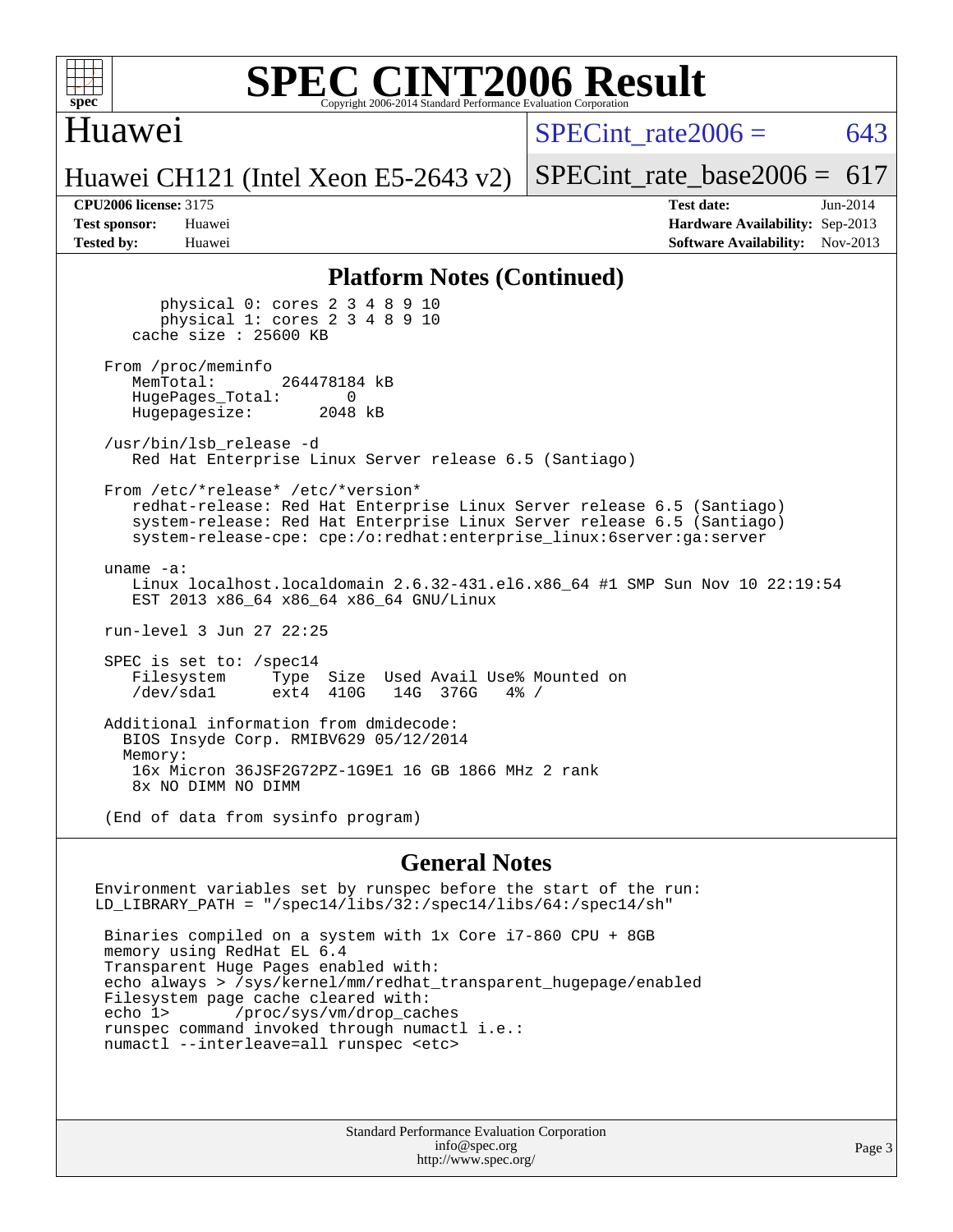# SPEC CINT2006 Result

Copyright 2006-2014 Standard Performance Evaluation Corporation

## Huawei

**Huawei CH121 (Intel Xeon E5-2643 v2)**

SPECint_rate2006 = 643

SPECint_rate_base2006 = 617

**CPU2006 license:** 3175
**Test sponsor:** Huawei
**Tested by:** Huawei

**Test date:** Jun-2014
**Hardware Availability:** Sep-2013
**Software Availability:** Nov-2013

### Platform Notes (Continued)

```
        physical 0: cores 2 3 4 8 9 10
        physical 1: cores 2 3 4 8 9 10
     cache size : 25600 KB

   From /proc/meminfo
      MemTotal:       264478184 kB
      HugePages_Total:       0
      Hugepagesize:       2048 kB

   /usr/bin/lsb_release -d
      Red Hat Enterprise Linux Server release 6.5 (Santiago)

   From /etc/*release* /etc/*version*
      redhat-release: Red Hat Enterprise Linux Server release 6.5 (Santiago)
      system-release: Red Hat Enterprise Linux Server release 6.5 (Santiago)
      system-release-cpe: cpe:/o:redhat:enterprise_linux:6server:ga:server

   uname -a:
      Linux localhost.localdomain 2.6.32-431.el6.x86_64 #1 SMP Sun Nov 10 22:19:54
      EST 2013 x86_64 x86_64 x86_64 GNU/Linux

   run-level 3 Jun 27 22:25

   SPEC is set to: /spec14
      Filesystem     Type  Size  Used Avail Use% Mounted on
      /dev/sda1      ext4  410G   14G  376G   4% /

   Additional information from dmidecode:
     BIOS Insyde Corp. RMIBV629 05/12/2014
     Memory:
      16x Micron 36JSF2G72PZ-1G9E1 16 GB 1866 MHz 2 rank
      8x NO DIMM NO DIMM

   (End of data from sysinfo program)
```

### General Notes

```
Environment variables set by runspec before the start of the run:
LD_LIBRARY_PATH = "/spec14/libs/32:/spec14/libs/64:/spec14/sh"

 Binaries compiled on a system with 1x Core i7-860 CPU + 8GB
 memory using RedHat EL 6.4
 Transparent Huge Pages enabled with:
 echo always > /sys/kernel/mm/redhat_transparent_hugepage/enabled
 Filesystem page cache cleared with:
 echo 1>       /proc/sys/vm/drop_caches
 runspec command invoked through numactl i.e.:
 numactl --interleave=all runspec <etc>
```

Standard Performance Evaluation Corporation
info@spec.org
http://www.spec.org/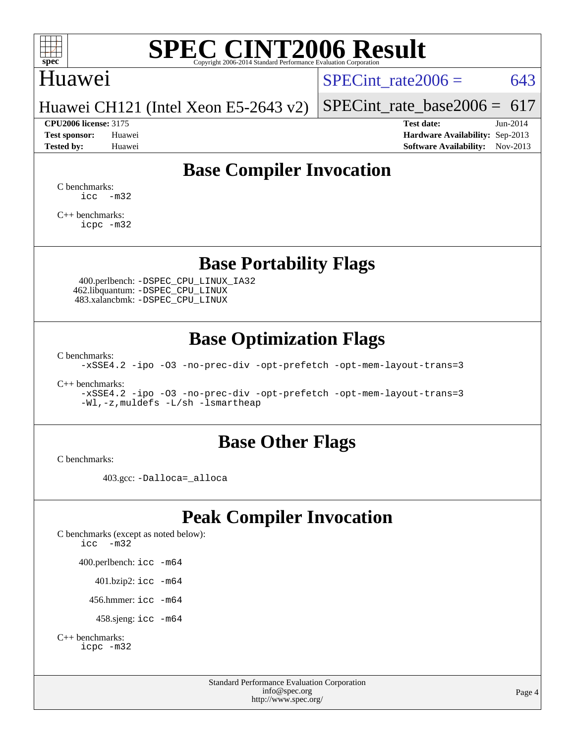# SPEC CINT2006 Result

Huawei

Huawei CH121 (Intel Xeon E5-2643 v2)

SPECint_rate2006 = 643

SPECint_rate_base2006 = 617

**CPU2006 license:** 3175
**Test sponsor:** Huawei
**Tested by:** Huawei

**Test date:** Jun-2014
**Hardware Availability:** Sep-2013
**Software Availability:** Nov-2013

## Base Compiler Invocation

C benchmarks:
```
icc  -m32
```

C++ benchmarks:
```
icpc -m32
```

## Base Portability Flags

400.perlbench: `-DSPEC_CPU_LINUX_IA32`
462.libquantum: `-DSPEC_CPU_LINUX`
483.xalancbmk: `-DSPEC_CPU_LINUX`

## Base Optimization Flags

C benchmarks:
```
-xSSE4.2 -ipo -O3 -no-prec-div -opt-prefetch -opt-mem-layout-trans=3
```

C++ benchmarks:
```
-xSSE4.2 -ipo -O3 -no-prec-div -opt-prefetch -opt-mem-layout-trans=3
-Wl,-z,muldefs -L/sh -lsmartheap
```

## Base Other Flags

C benchmarks:

403.gcc: `-Dalloca=_alloca`

## Peak Compiler Invocation

C benchmarks (except as noted below):
```
icc  -m32
```

400.perlbench: `icc -m64`

401.bzip2: `icc -m64`

456.hmmer: `icc -m64`

458.sjeng: `icc -m64`

C++ benchmarks:
```
icpc -m32
```

Standard Performance Evaluation Corporation
info@spec.org
http://www.spec.org/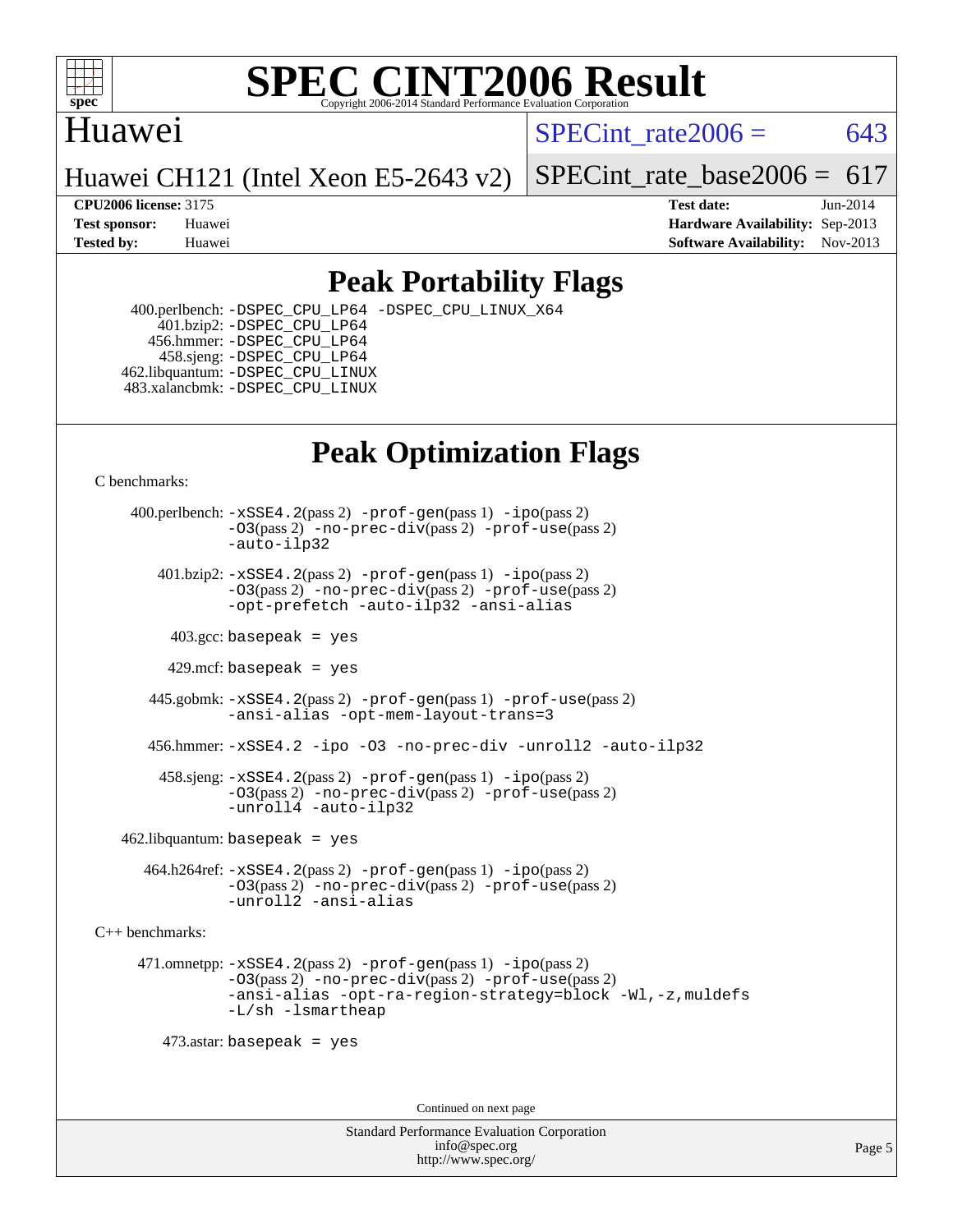# SPEC CINT2006 Result

Copyright 2006-2014 Standard Performance Evaluation Corporation

## Huawei

**Huawei CH121 (Intel Xeon E5-2643 v2)**

SPECint_rate2006 = 643

SPECint_rate_base2006 = 617

**CPU2006 license:** 3175
**Test sponsor:** Huawei
**Tested by:** Huawei

**Test date:** Jun-2014
**Hardware Availability:** Sep-2013
**Software Availability:** Nov-2013

## Peak Portability Flags

400.perlbench: -DSPEC_CPU_LP64 -DSPEC_CPU_LINUX_X64
401.bzip2: -DSPEC_CPU_LP64
456.hmmer: -DSPEC_CPU_LP64
458.sjeng: -DSPEC_CPU_LP64
462.libquantum: -DSPEC_CPU_LINUX
483.xalancbmk: -DSPEC_CPU_LINUX

## Peak Optimization Flags

C benchmarks:

400.perlbench: -xSSE4.2(pass 2) -prof-gen(pass 1) -ipo(pass 2) -O3(pass 2) -no-prec-div(pass 2) -prof-use(pass 2) -auto-ilp32

401.bzip2: -xSSE4.2(pass 2) -prof-gen(pass 1) -ipo(pass 2) -O3(pass 2) -no-prec-div(pass 2) -prof-use(pass 2) -opt-prefetch -auto-ilp32 -ansi-alias

403.gcc: basepeak = yes

429.mcf: basepeak = yes

445.gobmk: -xSSE4.2(pass 2) -prof-gen(pass 1) -prof-use(pass 2) -ansi-alias -opt-mem-layout-trans=3

456.hmmer: -xSSE4.2 -ipo -O3 -no-prec-div -unroll2 -auto-ilp32

458.sjeng: -xSSE4.2(pass 2) -prof-gen(pass 1) -ipo(pass 2) -O3(pass 2) -no-prec-div(pass 2) -prof-use(pass 2) -unroll4 -auto-ilp32

462.libquantum: basepeak = yes

464.h264ref: -xSSE4.2(pass 2) -prof-gen(pass 1) -ipo(pass 2) -O3(pass 2) -no-prec-div(pass 2) -prof-use(pass 2) -unroll2 -ansi-alias

C++ benchmarks:

471.omnetpp: -xSSE4.2(pass 2) -prof-gen(pass 1) -ipo(pass 2) -O3(pass 2) -no-prec-div(pass 2) -prof-use(pass 2) -ansi-alias -opt-ra-region-strategy=block -Wl,-z,muldefs -L/sh -lsmartheap

473.astar: basepeak = yes

Continued on next page

Standard Performance Evaluation Corporation
info@spec.org
http://www.spec.org/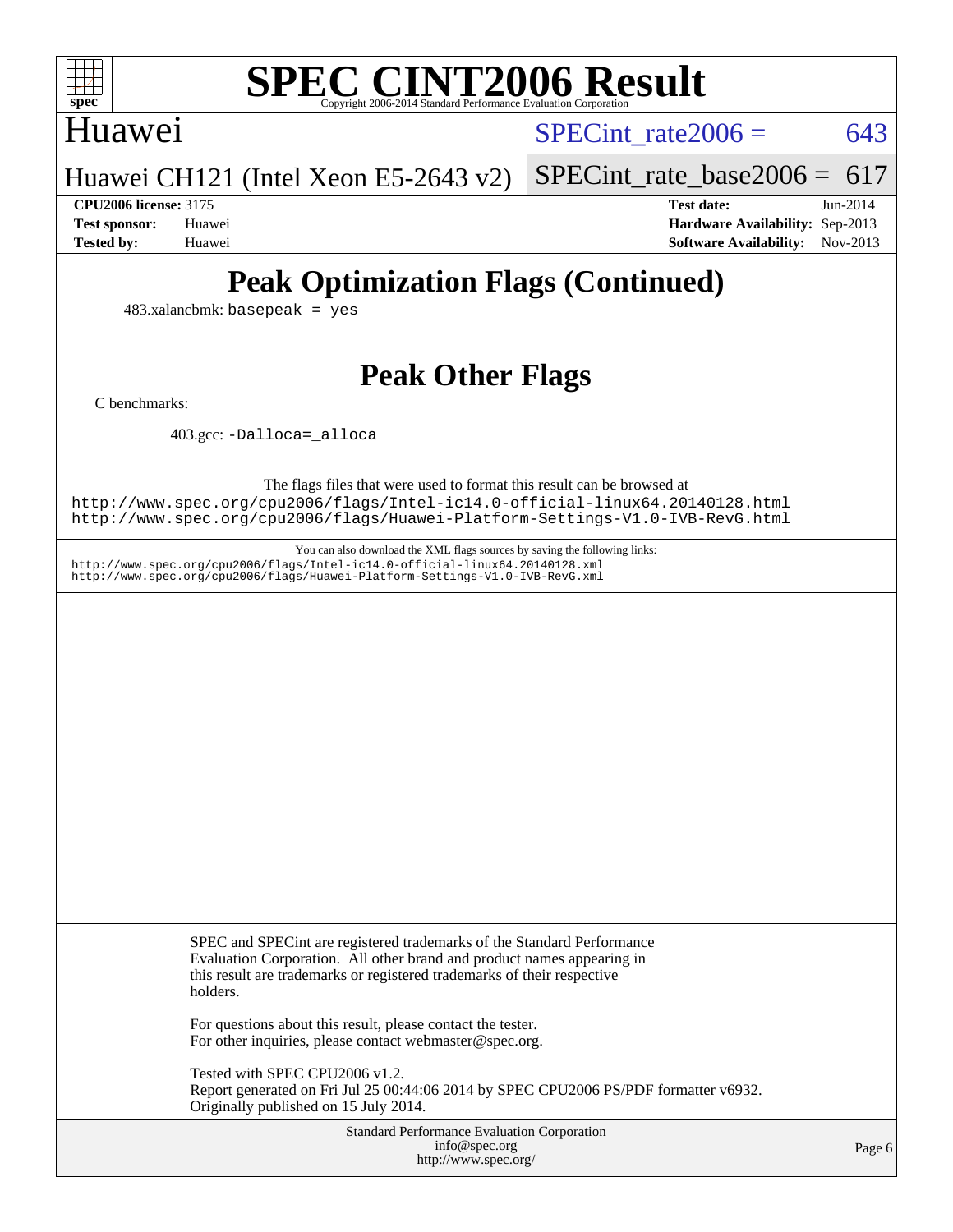# SPEC CINT2006 Result

Copyright 2006-2014 Standard Performance Evaluation Corporation

Huawei

Huawei CH121 (Intel Xeon E5-2643 v2)

SPECint_rate2006 = 643

SPECint_rate_base2006 = 617

**CPU2006 license:** 3175
**Test sponsor:** Huawei
**Tested by:** Huawei

**Test date:** Jun-2014
**Hardware Availability:** Sep-2013
**Software Availability:** Nov-2013

## Peak Optimization Flags (Continued)

483.xalancbmk: `basepeak = yes`

## Peak Other Flags

C benchmarks:

403.gcc: `-Dalloca=_alloca`

The flags files that were used to format this result can be browsed at
http://www.spec.org/cpu2006/flags/Intel-ic14.0-official-linux64.20140128.html
http://www.spec.org/cpu2006/flags/Huawei-Platform-Settings-V1.0-IVB-RevG.html

You can also download the XML flags sources by saving the following links:
http://www.spec.org/cpu2006/flags/Intel-ic14.0-official-linux64.20140128.xml
http://www.spec.org/cpu2006/flags/Huawei-Platform-Settings-V1.0-IVB-RevG.xml

SPEC and SPECint are registered trademarks of the Standard Performance Evaluation Corporation. All other brand and product names appearing in this result are trademarks or registered trademarks of their respective holders.

For questions about this result, please contact the tester.
For other inquiries, please contact webmaster@spec.org.

Tested with SPEC CPU2006 v1.2.
Report generated on Fri Jul 25 00:44:06 2014 by SPEC CPU2006 PS/PDF formatter v6932.
Originally published on 15 July 2014.

Standard Performance Evaluation Corporation
info@spec.org
http://www.spec.org/